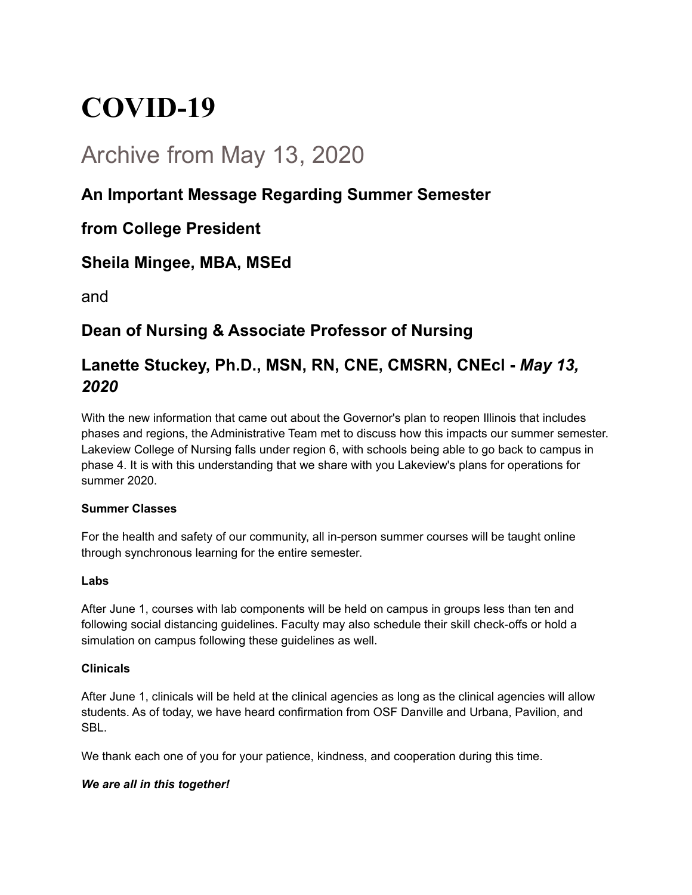# COVID-19

## Archive from May 13, 2020

### An Important Message Regarding Summer Semester

### from College President

### Sheila Mingee, MBA, MSEd

and

### Dean of Nursing & Associate Professor of Nursing

### Lanette Stuckey, Ph.D., MSN, RN, CNE, CMSRN, CNEcl - *May 13, 2020*

With the new information that came out about the Governor's plan to reopen Illinois that includes phases and regions, the Administrative Team met to discuss how this impacts our summer semester. Lakeview College of Nursing falls under region 6, with schools being able to go back to campus in phase 4. It is with this understanding that we share with you Lakeview's plans for operations for summer 2020.

**Summer Classes**

For the health and safety of our community, all in-person summer courses will be taught online through synchronous learning for the entire semester.

**Labs**

After June 1, courses with lab components will be held on campus in groups less than ten and following social distancing guidelines. Faculty may also schedule their skill check-offs or hold a simulation on campus following these guidelines as well.

**Clinicals**

After June 1, clinicals will be held at the clinical agencies as long as the clinical agencies will allow students. As of today, we have heard confirmation from OSF Danville and Urbana, Pavilion, and SBL.

We thank each one of you for your patience, kindness, and cooperation during this time.

***We are all in this together!***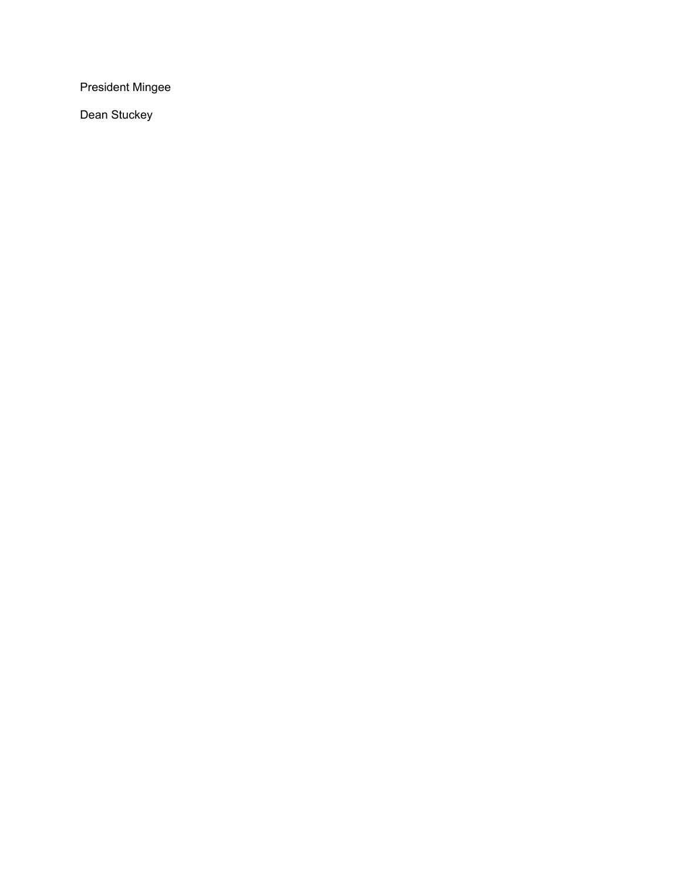President Mingee

Dean Stuckey